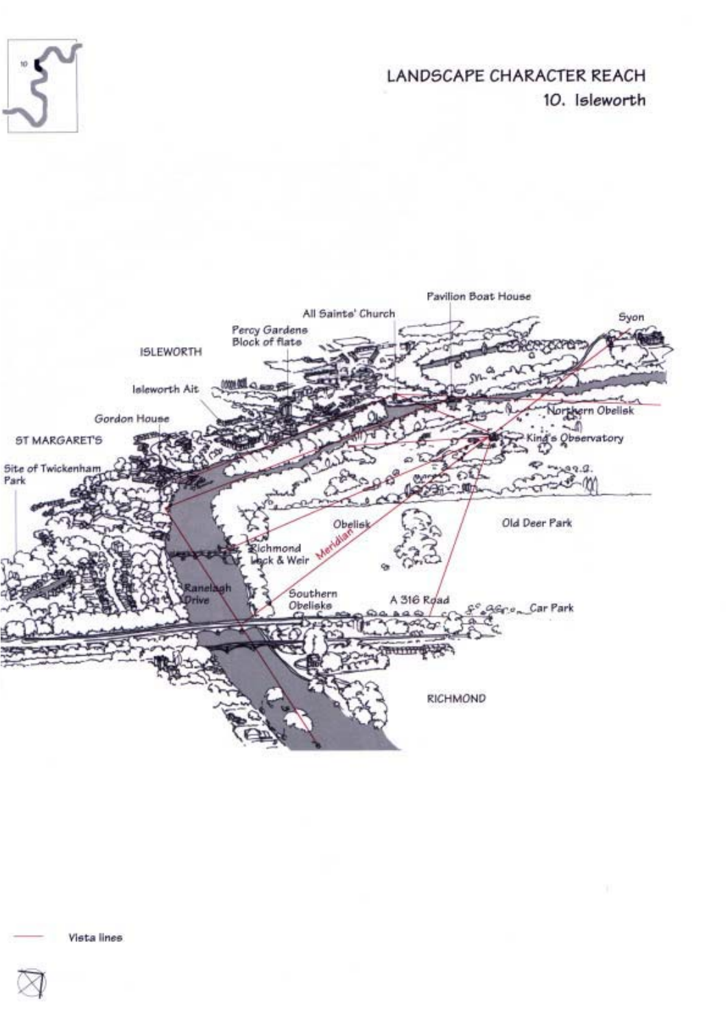# LANDSCAPE CHARACTER REACH

## 10. Isleworth

Pavilion Boat House

All Saints' Church

Syon

Percy Gardens Block of flats

ISLEWORTH

Isleworth Ait

Northern Obelisk

Gordon House

King's Observatory

ST MARGARET'S

Site of Twickenham Park

Obelisk

Old Deer Park

Meridian

Richmond Lock & Weir

Ranelagh Drive

Southern Obelisks

A 316 Road

Car Park

RICHMOND

Vista lines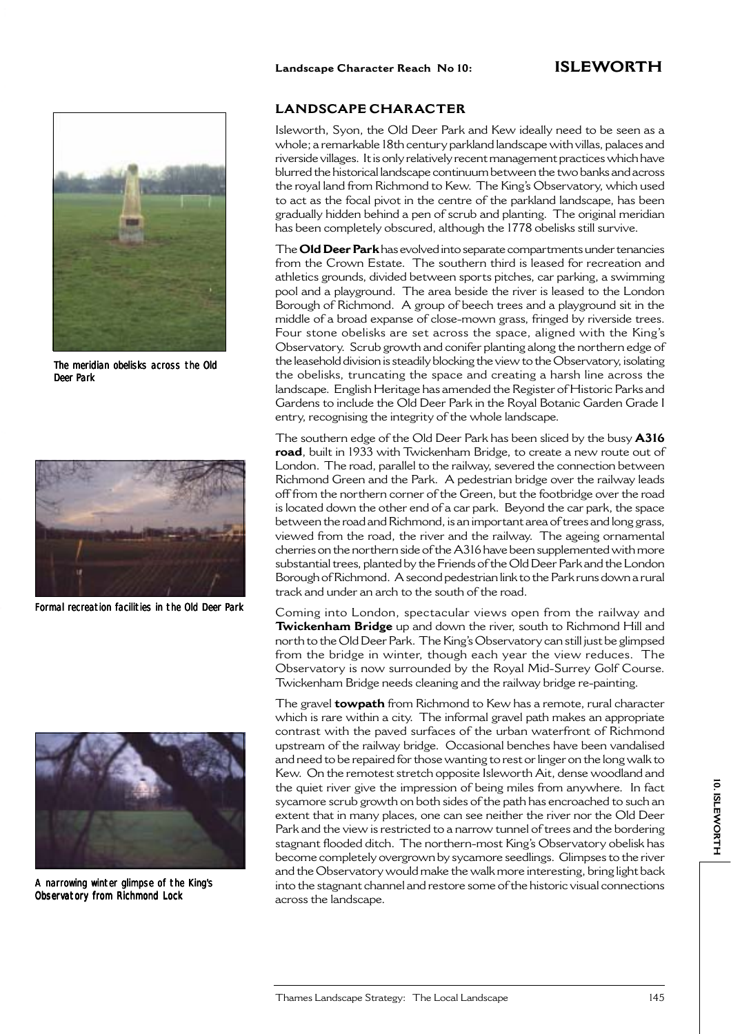# Landscape Character Reach No 10: ISLEWORTH

## LANDSCAPE CHARACTER

Isleworth, Syon, the Old Deer Park and Kew ideally need to be seen as a whole; a remarkable 18th century parkland landscape with villas, palaces and riverside villages. It is only relatively recent management practices which have blurred the historical landscape continuum between the two banks and across the royal land from Richmond to Kew. The King's Observatory, which used to act as the focal pivot in the centre of the parkland landscape, has been gradually hidden behind a pen of scrub and planting. The original meridian has been completely obscured, although the 1778 obelisks still survive.

The **Old Deer Park** has evolved into separate compartments under tenancies from the Crown Estate. The southern third is leased for recreation and athletics grounds, divided between sports pitches, car parking, a swimming pool and a playground. The area beside the river is leased to the London Borough of Richmond. A group of beech trees and a playground sit in the middle of a broad expanse of close-mown grass, fringed by riverside trees. Four stone obelisks are set across the space, aligned with the King's Observatory. Scrub growth and conifer planting along the northern edge of the leasehold division is steadily blocking the view to the Observatory, isolating the obelisks, truncating the space and creating a harsh line across the landscape. English Heritage has amended the Register of Historic Parks and Gardens to include the Old Deer Park in the Royal Botanic Garden Grade I entry, recognising the integrity of the whole landscape.

The southern edge of the Old Deer Park has been sliced by the busy **A316 road**, built in 1933 with Twickenham Bridge, to create a new route out of London. The road, parallel to the railway, severed the connection between Richmond Green and the Park. A pedestrian bridge over the railway leads off from the northern corner of the Green, but the footbridge over the road is located down the other end of a car park. Beyond the car park, the space between the road and Richmond, is an important area of trees and long grass, viewed from the road, the river and the railway. The ageing ornamental cherries on the northern side of the A316 have been supplemented with more substantial trees, planted by the Friends of the Old Deer Park and the London Borough of Richmond. A second pedestrian link to the Park runs down a rural track and under an arch to the south of the road.

Coming into London, spectacular views open from the railway and **Twickenham Bridge** up and down the river, south to Richmond Hill and north to the Old Deer Park. The King's Observatory can still just be glimpsed from the bridge in winter, though each year the view reduces. The Observatory is now surrounded by the Royal Mid-Surrey Golf Course. Twickenham Bridge needs cleaning and the railway bridge re-painting.

The gravel **towpath** from Richmond to Kew has a remote, rural character which is rare within a city. The informal gravel path makes an appropriate contrast with the paved surfaces of the urban waterfront of Richmond upstream of the railway bridge. Occasional benches have been vandalised and need to be repaired for those wanting to rest or linger on the long walk to Kew. On the remotest stretch opposite Isleworth Ait, dense woodland and the quiet river give the impression of being miles from anywhere. In fact sycamore scrub growth on both sides of the path has encroached to such an extent that in many places, one can see neither the river nor the Old Deer Park and the view is restricted to a narrow tunnel of trees and the bordering stagnant flooded ditch. The northern-most King's Observatory obelisk has become completely overgrown by sycamore seedlings. Glimpses to the river and the Observatory would make the walk more interesting, bring light back into the stagnant channel and restore some of the historic visual connections across the landscape.

The meridian obelisks across the Old Deer Park

Formal recreation facilities in the Old Deer Park

A narrowing winter glimpse of the King's Observatory from Richmond Lock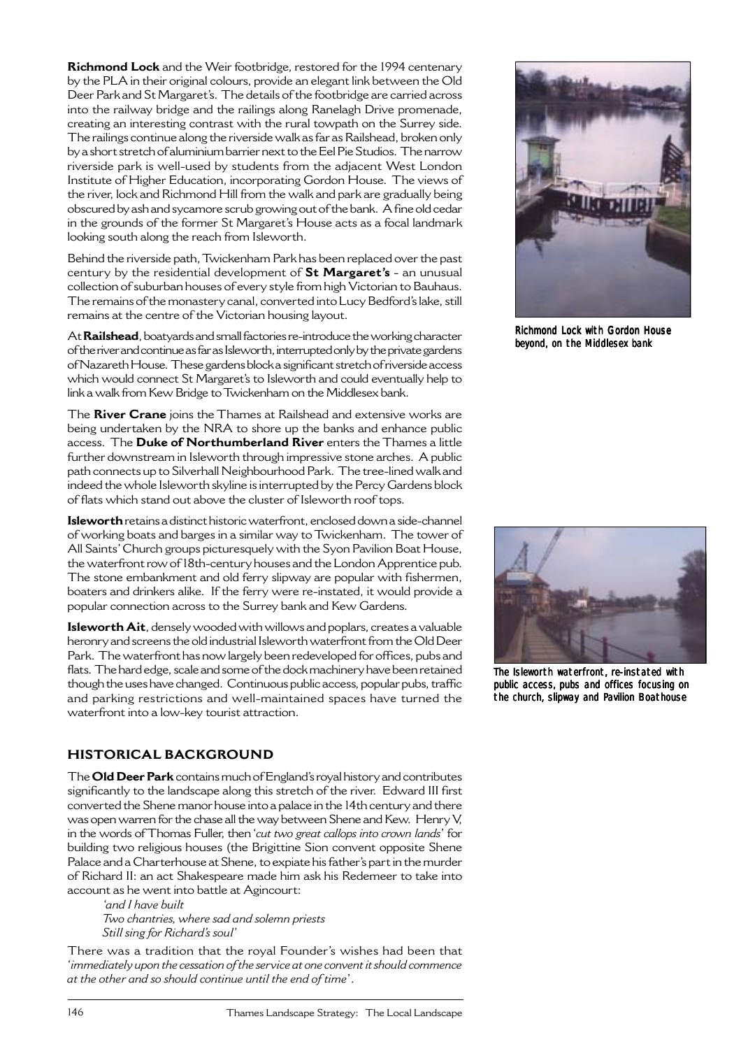**Richmond Lock** and the Weir footbridge, restored for the 1994 centenary by the PLA in their original colours, provide an elegant link between the Old Deer Park and St Margaret's. The details of the footbridge are carried across into the railway bridge and the railings along Ranelagh Drive promenade, creating an interesting contrast with the rural towpath on the Surrey side. The railings continue along the riverside walk as far as Railshead, broken only by a short stretch of aluminium barrier next to the Eel Pie Studios. The narrow riverside park is well-used by students from the adjacent West London Institute of Higher Education, incorporating Gordon House. The views of the river, lock and Richmond Hill from the walk and park are gradually being obscured by ash and sycamore scrub growing out of the bank. A fine old cedar in the grounds of the former St Margaret's House acts as a focal landmark looking south along the reach from Isleworth.

Richmond Lock with Gordon House beyond, on the Middlesex bank

Behind the riverside path, Twickenham Park has been replaced over the past century by the residential development of **St Margaret's** - an unusual collection of suburban houses of every style from high Victorian to Bauhaus. The remains of the monastery canal, converted into Lucy Bedford's lake, still remains at the centre of the Victorian housing layout.

At **Railshead**, boatyards and small factories re-introduce the working character of the river and continue as far as Isleworth, interrupted only by the private gardens of Nazareth House. These gardens block a significant stretch of riverside access which would connect St Margaret's to Isleworth and could eventually help to link a walk from Kew Bridge to Twickenham on the Middlesex bank.

The **River Crane** joins the Thames at Railshead and extensive works are being undertaken by the NRA to shore up the banks and enhance public access. The **Duke of Northumberland River** enters the Thames a little further downstream in Isleworth through impressive stone arches. A public path connects up to Silverhall Neighbourhood Park. The tree-lined walk and indeed the whole Isleworth skyline is interrupted by the Percy Gardens block of flats which stand out above the cluster of Isleworth roof tops.

**Isleworth** retains a distinct historic waterfront, enclosed down a side-channel of working boats and barges in a similar way to Twickenham. The tower of All Saints' Church groups picturesquely with the Syon Pavilion Boat House, the waterfront row of 18th-century houses and the London Apprentice pub. The stone embankment and old ferry slipway are popular with fishermen, boaters and drinkers alike. If the ferry were re-instated, it would provide a popular connection across to the Surrey bank and Kew Gardens.

The Isleworth waterfront, re-instated with public access, pubs and offices focusing on the church, slipway and Pavilion Boathouse

**Isleworth Ait**, densely wooded with willows and poplars, creates a valuable heronry and screens the old industrial Isleworth waterfront from the Old Deer Park. The waterfront has now largely been redeveloped for offices, pubs and flats. The hard edge, scale and some of the dock machinery have been retained though the uses have changed. Continuous public access, popular pubs, traffic and parking restrictions and well-maintained spaces have turned the waterfront into a low-key tourist attraction.

## HISTORICAL BACKGROUND

The **Old Deer Park** contains much of England's royal history and contributes significantly to the landscape along this stretch of the river. Edward III first converted the Shene manor house into a palace in the 14th century and there was open warren for the chase all the way between Shene and Kew. Henry V, in the words of Thomas Fuller, then '*cut two great callops into crown lands*' for building two religious houses (the Brigittine Sion convent opposite Shene Palace and a Charterhouse at Shene, to expiate his father's part in the murder of Richard II: an act Shakespeare made him ask his Redemeer to take into account as he went into battle at Agincourt:

> *'and I have built*
> *Two chantries, where sad and solemn priests*
> *Still sing for Richard's soul'*

There was a tradition that the royal Founder's wishes had been that '*immediately upon the cessation of the service at one convent it should commence at the other and so should continue until the end of time*'.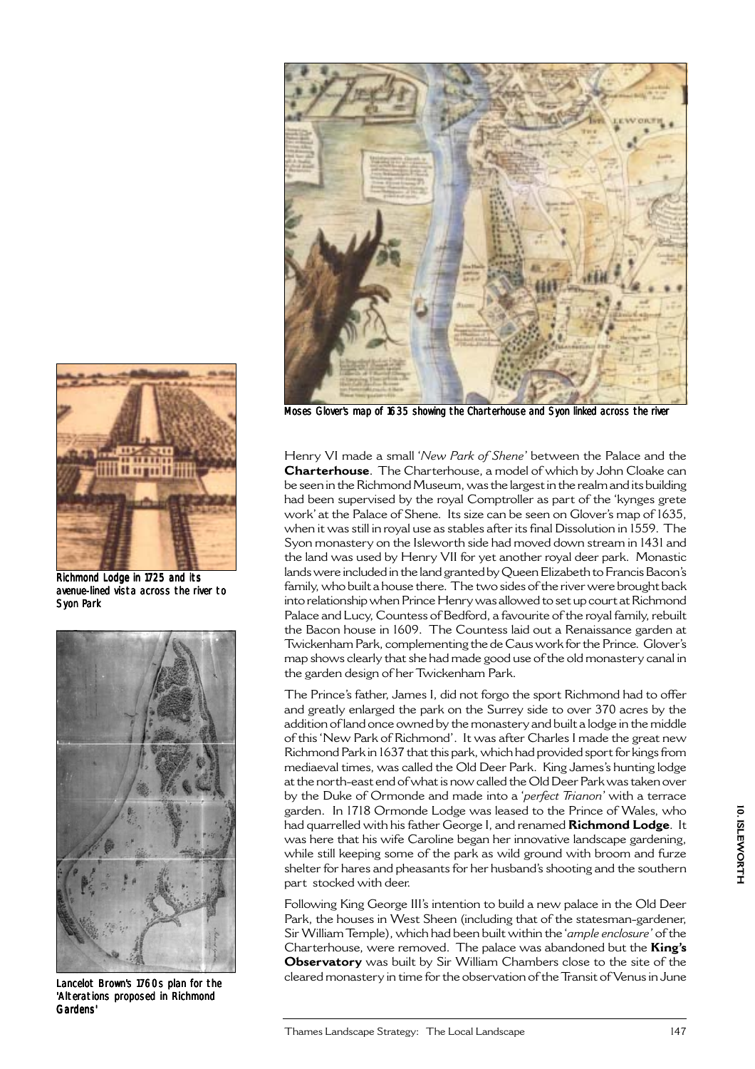Moses Glover's map of 1635 showing the Charterhouse and Syon linked across the river

Richmond Lodge in 1725 and its avenue-lined vista across the river to Syon Park

Lancelot Brown's 1760s plan for the 'Alterations proposed in Richmond Gardens'

Henry VI made a small '*New Park of Shene*' between the Palace and the **Charterhouse**. The Charterhouse, a model of which by John Cloake can be seen in the Richmond Museum, was the largest in the realm and its building had been supervised by the royal Comptroller as part of the 'kynges grete work' at the Palace of Shene. Its size can be seen on Glover's map of 1635, when it was still in royal use as stables after its final Dissolution in 1559. The Syon monastery on the Isleworth side had moved down stream in 1431 and the land was used by Henry VII for yet another royal deer park. Monastic lands were included in the land granted by Queen Elizabeth to Francis Bacon's family, who built a house there. The two sides of the river were brought back into relationship when Prince Henry was allowed to set up court at Richmond Palace and Lucy, Countess of Bedford, a favourite of the royal family, rebuilt the Bacon house in 1609. The Countess laid out a Renaissance garden at Twickenham Park, complementing the de Caus work for the Prince. Glover's map shows clearly that she had made good use of the old monastery canal in the garden design of her Twickenham Park.

The Prince's father, James I, did not forgo the sport Richmond had to offer and greatly enlarged the park on the Surrey side to over 370 acres by the addition of land once owned by the monastery and built a lodge in the middle of this 'New Park of Richmond'. It was after Charles I made the great new Richmond Park in 1637 that this park, which had provided sport for kings from mediaeval times, was called the Old Deer Park. King James's hunting lodge at the north-east end of what is now called the Old Deer Park was taken over by the Duke of Ormonde and made into a '*perfect Trianon*' with a terrace garden. In 1718 Ormonde Lodge was leased to the Prince of Wales, who had quarrelled with his father George I, and renamed **Richmond Lodge**. It was here that his wife Caroline began her innovative landscape gardening, while still keeping some of the park as wild ground with broom and furze shelter for hares and pheasants for her husband's shooting and the southern part stocked with deer.

Following King George III's intention to build a new palace in the Old Deer Park, the houses in West Sheen (including that of the statesman-gardener, Sir William Temple), which had been built within the '*ample enclosure*' of the Charterhouse, were removed. The palace was abandoned but the **King's Observatory** was built by Sir William Chambers close to the site of the cleared monastery in time for the observation of the Transit of Venus in June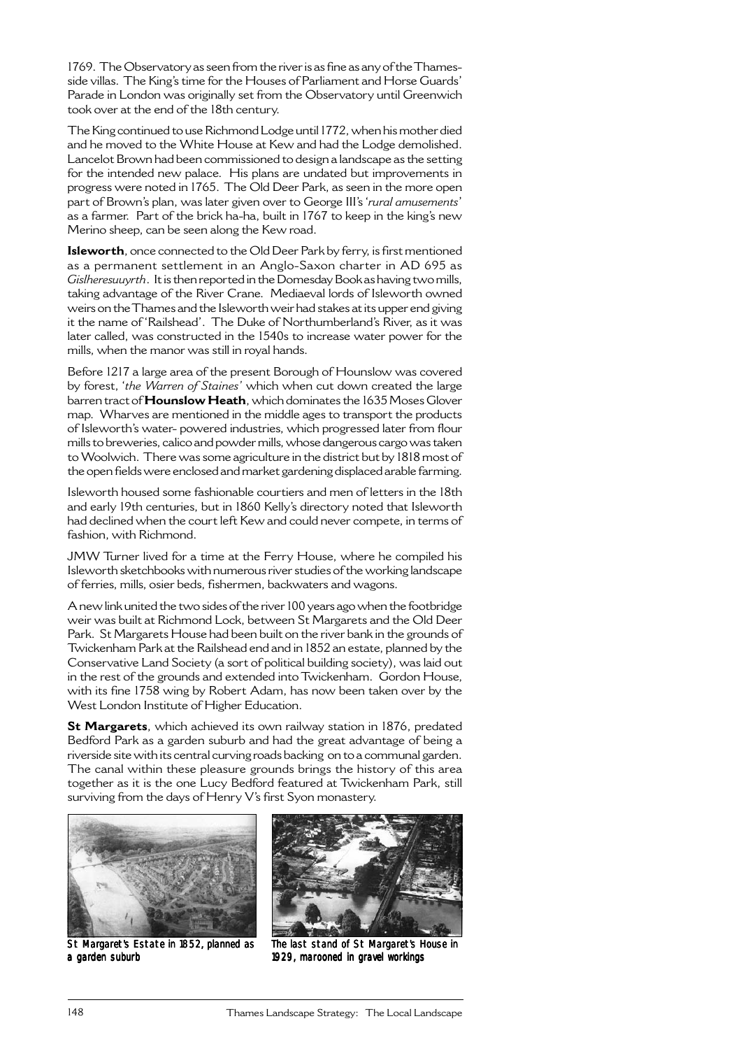1769. The Observatory as seen from the river is as fine as any of the Thames-side villas. The King's time for the Houses of Parliament and Horse Guards' Parade in London was originally set from the Observatory until Greenwich took over at the end of the 18th century.

The King continued to use Richmond Lodge until 1772, when his mother died and he moved to the White House at Kew and had the Lodge demolished. Lancelot Brown had been commissioned to design a landscape as the setting for the intended new palace. His plans are undated but improvements in progress were noted in 1765. The Old Deer Park, as seen in the more open part of Brown's plan, was later given over to George III's '*rural amusements*' as a farmer. Part of the brick ha-ha, built in 1767 to keep in the king's new Merino sheep, can be seen along the Kew road.

**Isleworth**, once connected to the Old Deer Park by ferry, is first mentioned as a permanent settlement in an Anglo-Saxon charter in AD 695 as *Gislheresuuyrth*. It is then reported in the Domesday Book as having two mills, taking advantage of the River Crane. Mediaeval lords of Isleworth owned weirs on the Thames and the Isleworth weir had stakes at its upper end giving it the name of 'Railshead'. The Duke of Northumberland's River, as it was later called, was constructed in the 1540s to increase water power for the mills, when the manor was still in royal hands.

Before 1217 a large area of the present Borough of Hounslow was covered by forest, '*the Warren of Staines*' which when cut down created the large barren tract of **Hounslow Heath**, which dominates the 1635 Moses Glover map. Wharves are mentioned in the middle ages to transport the products of Isleworth's water- powered industries, which progressed later from flour mills to breweries, calico and powder mills, whose dangerous cargo was taken to Woolwich. There was some agriculture in the district but by 1818 most of the open fields were enclosed and market gardening displaced arable farming.

Isleworth housed some fashionable courtiers and men of letters in the 18th and early 19th centuries, but in 1860 Kelly's directory noted that Isleworth had declined when the court left Kew and could never compete, in terms of fashion, with Richmond.

JMW Turner lived for a time at the Ferry House, where he compiled his Isleworth sketchbooks with numerous river studies of the working landscape of ferries, mills, osier beds, fishermen, backwaters and wagons.

A new link united the two sides of the river 100 years ago when the footbridge weir was built at Richmond Lock, between St Margarets and the Old Deer Park. St Margarets House had been built on the river bank in the grounds of Twickenham Park at the Railshead end and in 1852 an estate, planned by the Conservative Land Society (a sort of political building society), was laid out in the rest of the grounds and extended into Twickenham. Gordon House, with its fine 1758 wing by Robert Adam, has now been taken over by the West London Institute of Higher Education.

**St Margarets**, which achieved its own railway station in 1876, predated Bedford Park as a garden suburb and had the great advantage of being a riverside site with its central curving roads backing on to a communal garden. The canal within these pleasure grounds brings the history of this area together as it is the one Lucy Bedford featured at Twickenham Park, still surviving from the days of Henry V's first Syon monastery.

St Margaret's Estate in 1852, planned as a garden suburb

The last stand of St Margaret's House in 1929, marooned in gravel workings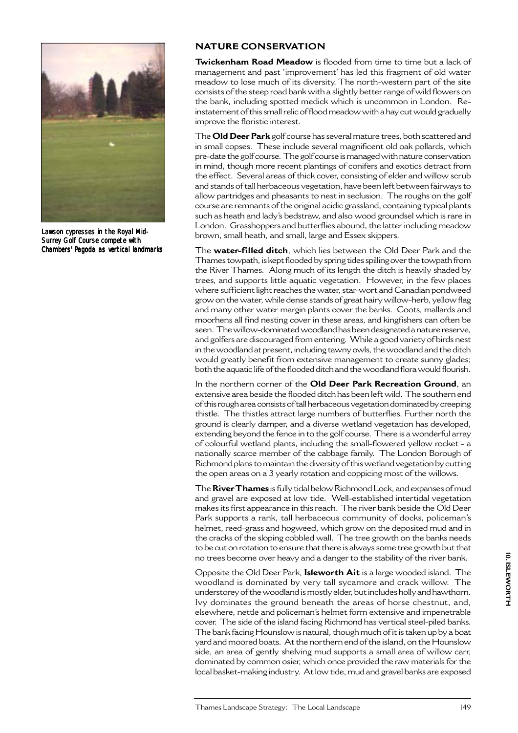Lawson cypresses in the Royal Mid-Surrey Golf Course compete with Chambers' Pagoda as vertical landmarks

## NATURE CONSERVATION

**Twickenham Road Meadow** is flooded from time to time but a lack of management and past 'improvement' has led this fragment of old water meadow to lose much of its diversity. The north-western part of the site consists of the steep road bank with a slightly better range of wild flowers on the bank, including spotted medick which is uncommon in London. Re-instatement of this small relic of flood meadow with a hay cut would gradually improve the floristic interest.

The **Old Deer Park** golf course has several mature trees, both scattered and in small copses. These include several magnificent old oak pollards, which pre-date the golf course. The golf course is managed with nature conservation in mind, though more recent plantings of conifers and exotics detract from the effect. Several areas of thick cover, consisting of elder and willow scrub and stands of tall herbaceous vegetation, have been left between fairways to allow partridges and pheasants to nest in seclusion. The roughs on the golf course are remnants of the original acidic grassland, containing typical plants such as heath and lady's bedstraw, and also wood groundsel which is rare in London. Grasshoppers and butterflies abound, the latter including meadow brown, small heath, and small, large and Essex skippers.

The **water-filled ditch**, which lies between the Old Deer Park and the Thames towpath, is kept flooded by spring tides spilling over the towpath from the River Thames. Along much of its length the ditch is heavily shaded by trees, and supports little aquatic vegetation. However, in the few places where sufficient light reaches the water, star-wort and Canadian pondweed grow on the water, while dense stands of great hairy willow-herb, yellow flag and many other water margin plants cover the banks. Coots, mallards and moorhens all find nesting cover in these areas, and kingfishers can often be seen. The willow-dominated woodland has been designated a nature reserve, and golfers are discouraged from entering. While a good variety of birds nest in the woodland at present, including tawny owls, the woodland and the ditch would greatly benefit from extensive management to create sunny glades; both the aquatic life of the flooded ditch and the woodland flora would flourish.

In the northern corner of the **Old Deer Park Recreation Ground**, an extensive area beside the flooded ditch has been left wild. The southern end of this rough area consists of tall herbaceous vegetation dominated by creeping thistle. The thistles attract large numbers of butterflies. Further north the ground is clearly damper, and a diverse wetland vegetation has developed, extending beyond the fence in to the golf course. There is a wonderful array of colourful wetland plants, including the small-flowered yellow rocket - a nationally scarce member of the cabbage family. The London Borough of Richmond plans to maintain the diversity of this wetland vegetation by cutting the open areas on a 3 yearly rotation and coppicing most of the willows.

The **River Thames** is fully tidal below Richmond Lock, and expanses of mud and gravel are exposed at low tide. Well-established intertidal vegetation makes its first appearance in this reach. The river bank beside the Old Deer Park supports a rank, tall herbaceous community of docks, policeman's helmet, reed-grass and hogweed, which grow on the deposited mud and in the cracks of the sloping cobbled wall. The tree growth on the banks needs to be cut on rotation to ensure that there is always some tree growth but that no trees become over heavy and a danger to the stability of the river bank.

Opposite the Old Deer Park, **Isleworth Ait** is a large wooded island. The woodland is dominated by very tall sycamore and crack willow. The understorey of the woodland is mostly elder, but includes holly and hawthorn. Ivy dominates the ground beneath the areas of horse chestnut, and, elsewhere, nettle and policeman's helmet form extensive and impenetrable cover. The side of the island facing Richmond has vertical steel-piled banks. The bank facing Hounslow is natural, though much of it is taken up by a boat yard and moored boats. At the northern end of the island, on the Hounslow side, an area of gently shelving mud supports a small area of willow carr, dominated by common osier, which once provided the raw materials for the local basket-making industry. At low tide, mud and gravel banks are exposed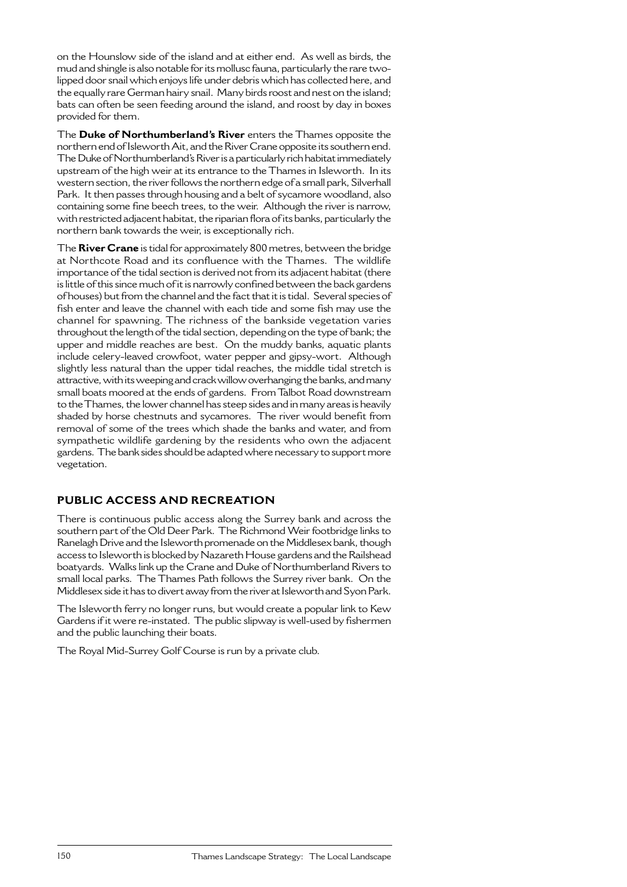on the Hounslow side of the island and at either end. As well as birds, the mud and shingle is also notable for its mollusc fauna, particularly the rare two-lipped door snail which enjoys life under debris which has collected here, and the equally rare German hairy snail. Many birds roost and nest on the island; bats can often be seen feeding around the island, and roost by day in boxes provided for them.

The **Duke of Northumberland's River** enters the Thames opposite the northern end of Isleworth Ait, and the River Crane opposite its southern end. The Duke of Northumberland's River is a particularly rich habitat immediately upstream of the high weir at its entrance to the Thames in Isleworth. In its western section, the river follows the northern edge of a small park, Silverhall Park. It then passes through housing and a belt of sycamore woodland, also containing some fine beech trees, to the weir. Although the river is narrow, with restricted adjacent habitat, the riparian flora of its banks, particularly the northern bank towards the weir, is exceptionally rich.

The **River Crane** is tidal for approximately 800 metres, between the bridge at Northcote Road and its confluence with the Thames. The wildlife importance of the tidal section is derived not from its adjacent habitat (there is little of this since much of it is narrowly confined between the back gardens of houses) but from the channel and the fact that it is tidal. Several species of fish enter and leave the channel with each tide and some fish may use the channel for spawning. The richness of the bankside vegetation varies throughout the length of the tidal section, depending on the type of bank; the upper and middle reaches are best. On the muddy banks, aquatic plants include celery-leaved crowfoot, water pepper and gipsy-wort. Although slightly less natural than the upper tidal reaches, the middle tidal stretch is attractive, with its weeping and crack willow overhanging the banks, and many small boats moored at the ends of gardens. From Talbot Road downstream to the Thames, the lower channel has steep sides and in many areas is heavily shaded by horse chestnuts and sycamores. The river would benefit from removal of some of the trees which shade the banks and water, and from sympathetic wildlife gardening by the residents who own the adjacent gardens. The bank sides should be adapted where necessary to support more vegetation.

## PUBLIC ACCESS AND RECREATION

There is continuous public access along the Surrey bank and across the southern part of the Old Deer Park. The Richmond Weir footbridge links to Ranelagh Drive and the Isleworth promenade on the Middlesex bank, though access to Isleworth is blocked by Nazareth House gardens and the Railshead boatyards. Walks link up the Crane and Duke of Northumberland Rivers to small local parks. The Thames Path follows the Surrey river bank. On the Middlesex side it has to divert away from the river at Isleworth and Syon Park.

The Isleworth ferry no longer runs, but would create a popular link to Kew Gardens if it were re-instated. The public slipway is well-used by fishermen and the public launching their boats.

The Royal Mid-Surrey Golf Course is run by a private club.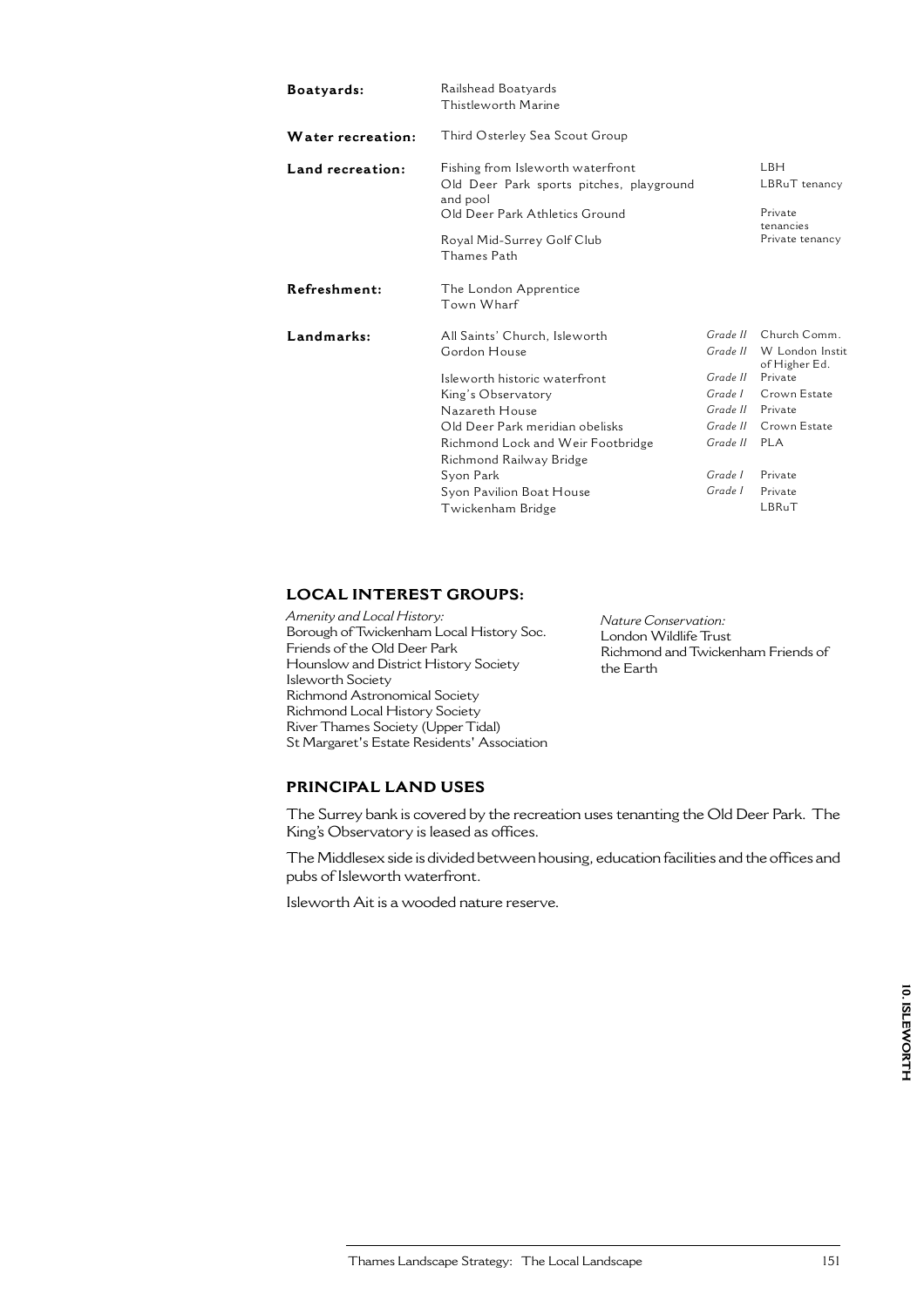| | | | |
|---|---|---|---|
| **Boatyards:** | Railshead Boatyards<br>Thistleworth Marine | | |
| **Water recreation:** | Third Osterley Sea Scout Group | | |
| **Land recreation:** | Fishing from Isleworth waterfront | | LBH |
| | Old Deer Park sports pitches, playground and pool | | LBRuT tenancy |
| | Old Deer Park Athletics Ground | | Private tenancies |
| | Royal Mid-Surrey Golf Club | | Private tenancy |
| | Thames Path | | |
| **Refreshment:** | The London Apprentice<br>Town Wharf | | |
| **Landmarks:** | All Saints' Church, Isleworth | *Grade II* | Church Comm. |
| | Gordon House | *Grade II* | W London Instit of Higher Ed. |
| | Isleworth historic waterfront | *Grade II* | Private |
| | King's Observatory | *Grade I* | Crown Estate |
| | Nazareth House | *Grade II* | Private |
| | Old Deer Park meridian obelisks | *Grade II* | Crown Estate |
| | Richmond Lock and Weir Footbridge | *Grade II* | PLA |
| | Richmond Railway Bridge | | |
| | Syon Park | *Grade I* | Private |
| | Syon Pavilion Boat House | *Grade I* | Private |
| | Twickenham Bridge | | LBRuT |

## LOCAL INTEREST GROUPS:

*Amenity and Local History:*
Borough of Twickenham Local History Soc.
Friends of the Old Deer Park
Hounslow and District History Society
Isleworth Society
Richmond Astronomical Society
Richmond Local History Society
River Thames Society (Upper Tidal)
St Margaret's Estate Residents' Association

*Nature Conservation:*
London Wildlife Trust
Richmond and Twickenham Friends of the Earth

## PRINCIPAL LAND USES

The Surrey bank is covered by the recreation uses tenanting the Old Deer Park. The King's Observatory is leased as offices.

The Middlesex side is divided between housing, education facilities and the offices and pubs of Isleworth waterfront.

Isleworth Ait is a wooded nature reserve.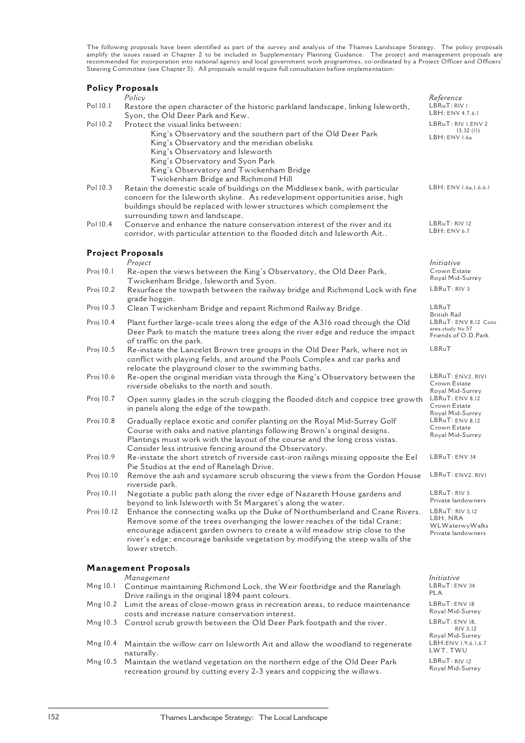The following proposals have been identified as part of the survey and analysis of the Thames Landscape Strategy. The policy proposals amplify the issues raised in Chapter 2 to be included in Supplementary Planning Guidance. The project and management proposals are recommended for incorporation into national agency and local government work programmes, co-ordinated by a Project Officer and Officers' Steering Committee (see Chapter 5). All proposals would require full consultation before implementation:

## Policy Proposals

| | *Policy* | *Reference* |
|---|---|---|
| Pol 10.1 | Restore the open character of the historic parkland landscape, linking Isleworth, Syon, the Old Deer Park and Kew. | LBRuT: RIV 1<br>LBH: ENV 4.7,6.1 |
| Pol 10.2 | Protect the visual links between:<br>King's Observatory and the southern part of the Old Deer Park<br>King's Observatory and the meridian obelisks<br>King's Observatory and Isleworth<br>King's Observatory and Syon Park<br>King's Observatory and Twickenham Bridge<br>Twickenham Bridge and Richmond Hill | LBRuT: RIV 1,ENV 2 13.32 (11)<br>LBH: ENV 1.6a |
| Pol 10.3 | Retain the domestic scale of buildings on the Middlesex bank, with particular concern for the Isleworth skyline. As redevelopment opportunities arise, high buildings should be replaced with lower structures which complement the surrounding town and landscape. | LBH: ENV 1.6a,1.6,6.1 |
| Pol 10.4 | Conserve and enhance the nature conservation interest of the river and its corridor, with particular attention to the flooded ditch and Isleworth Ait.. | LBRuT: RIV 12<br>LBH: ENV 6.7 |

## Project Proposals

| | *Project* | *Initiative* |
|---|---|---|
| Proj 10.1 | Re-open the views between the King's Observatory, the Old Deer Park, Twickenham Bridge, Isleworth and Syon. | Crown Estate<br>Royal Mid-Surrey |
| Proj 10.2 | Resurface the towpath between the railway bridge and Richmond Lock with fine grade hoggin. | LBRuT: RIV 3 |
| Proj 10.3 | Clean Twickenham Bridge and repaint Richmond Railway Bridge. | LBRuT<br>British Rail |
| Proj 10.4 | Plant further large-scale trees along the edge of the A316 road through the Old Deer Park to match the mature trees along the river edge and reduce the impact of traffic on the park. | LBRuT: ENV 8,12 Cons area study No 57<br>Friends of O.D.Park |
| Proj 10.5 | Re-instate the Lancelot Brown tree groups in the Old Deer Park, where not in conflict with playing fields, and around the Pools Complex and car parks and relocate the playground closer to the swimming baths. | LBRuT |
| Proj 10.6 | Re-open the original meridian vista through the King's Observatory between the riverside obelisks to the north and south. | LBRuT: ENV2, RIV1<br>Crown Estate<br>Royal Mid-Surrey |
| Proj 10.7 | Open sunny glades in the scrub clogging the flooded ditch and coppice tree growth in panels along the edge of the towpath. | LBRuT: ENV 8,12<br>Crown Estate<br>Royal Mid-Surrey |
| Proj 10.8 | Gradually replace exotic and conifer planting on the Royal Mid-Surrey Golf Course with oaks and native plantings following Brown's original designs. Plantings must work with the layout of the course and the long cross vistas. Consider less intrusive fencing around the Observatory. | LBRuT: ENV 8,12<br>Crown Estate<br>Royal Mid-Surrey |
| Proj 10.9 | Re-instate the short stretch of riverside cast-iron railings missing opposite the Eel Pie Studios at the end of Ranelagh Drive. | LBRuT: ENV 34 |
| Proj 10.10 | Remove the ash and sycamore scrub obscuring the views from the Gordon House riverside park. | LBRuT: ENV2, RIV1 |
| Proj 10.11 | Negotiate a public path along the river edge of Nazareth House gardens and beyond to link Isleworth with St Margaret's along the water. | LBRuT: RIV 3<br>Private landowners |
| Proj 10.12 | Enhance the connecting walks up the Duke of Northumberland and Crane Rivers. Remove some of the trees overhanging the lower reaches of the tidal Crane; encourage adjacent garden owners to create a wild meadow strip close to the river's edge; encourage bankside vegetation by modifying the steep walls of the lower stretch. | LBRuT: RIV 3,12<br>LBH, NRA<br>WLWaterwyWalks<br>Private landowners |

## Management Proposals

| | *Management* | *Initiative* |
|---|---|---|
| Mng 10.1 | Continue maintaining Richmond Lock, the Weir footbridge and the Ranelagh Drive railings in the original 1894 paint colours. | LBRuT: ENV 34<br>PLA |
| Mng 10.2 | Limit the areas of close-mown grass in recreation areas, to reduce maintenance costs and increase nature conservation interest. | LBRuT: ENV 18<br>Royal Mid-Surrey |
| Mng 10.3 | Control scrub growth between the Old Deer Park footpath and the river. | LBRuT: ENV 18, RIV 3,12<br>Royal Mid-Surrey |
| Mng 10.4 | Maintain the willow carr on Isleworth Ait and allow the woodland to regenerate naturally. | LBH:ENV 1.9,6.1,6.7<br>LWT, TWU |
| Mng 10.5 | Maintain the wetland vegetation on the northern edge of the Old Deer Park recreation ground by cutting every 2-3 years and coppicing the willows. | LBRuT: RIV 12<br>Royal Mid-Surrey |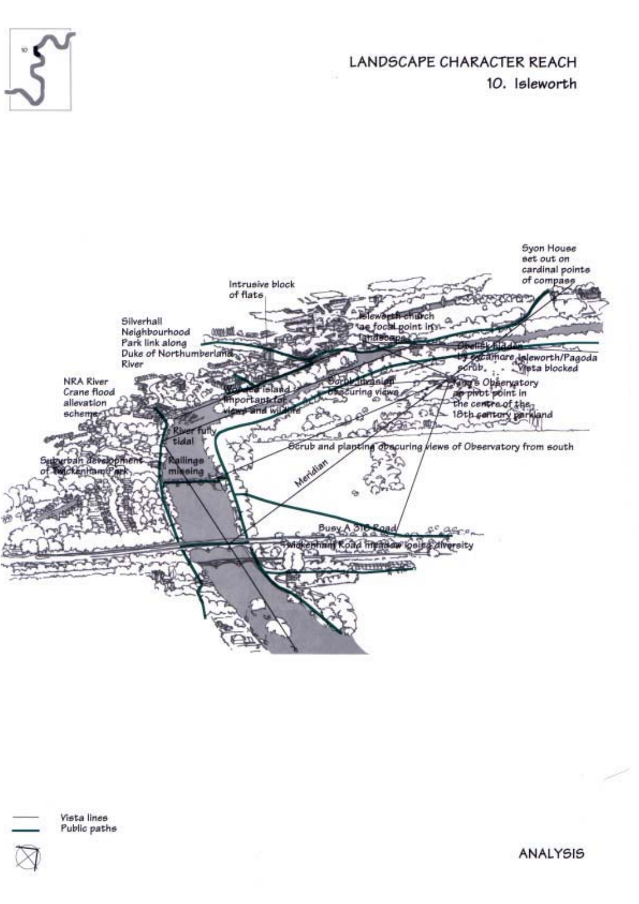# LANDSCAPE CHARACTER REACH
## 10. Isleworth

Syon House set out on cardinal points of compass

Intrusive block of flats

Isleworth church as focal point in landscape

Silverhall Neighbourhood Park link along Duke of Northumberland River

Obelisk hidden by sycamore scrub.

Isleworth/Pagoda Vista blocked

NRA River Crane flood allevation scheme

Wooded island important for views and wildlife

Scrub invasion obscuring views

King's Observatory as pivot point in the centre of the 18th century parkland

River fully tidal

Scrub and planting obscuring views of Observatory from south

Suburban development of Twickenham Park

Railings missing

Meridian

Busy A 316 Road

Twickenham Road meadow losing diversity

Vista lines
Public paths

ANALYSIS